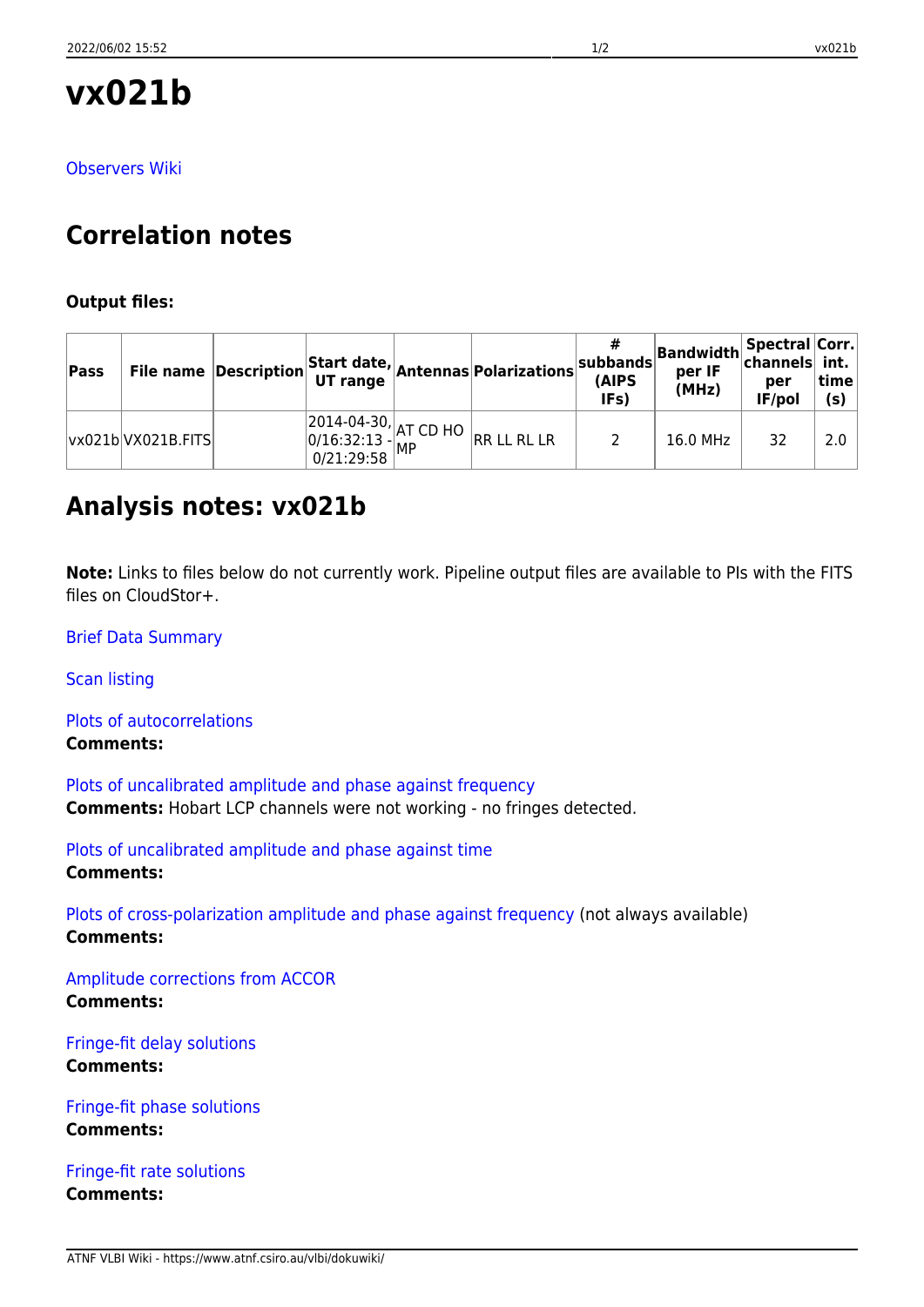# vx021b

Observers Wiki

## Correlation notes

**Output files:**

| Pass | File name | Description | Start date, UT range | Antennas | Polarizations | # subbands (AIPS IFs) | Bandwidth per IF (MHz) | Spectral channels per IF/pol | Corr. int. time (s) |
|---|---|---|---|---|---|---|---|---|---|
| vx021b | VX021B.FITS | | 2014-04-30, 0/16:32:13 - 0/21:29:58 | AT CD HO MP | RR LL RL LR | 2 | 16.0 MHz | 32 | 2.0 |

## Analysis notes: vx021b

**Note:** Links to files below do not currently work. Pipeline output files are available to PIs with the FITS files on CloudStor+.

Brief Data Summary

Scan listing

Plots of autocorrelations
**Comments:**

Plots of uncalibrated amplitude and phase against frequency
**Comments:** Hobart LCP channels were not working - no fringes detected.

Plots of uncalibrated amplitude and phase against time
**Comments:**

Plots of cross-polarization amplitude and phase against frequency (not always available)
**Comments:**

Amplitude corrections from ACCOR
**Comments:**

Fringe-fit delay solutions
**Comments:**

Fringe-fit phase solutions
**Comments:**

Fringe-fit rate solutions
**Comments:**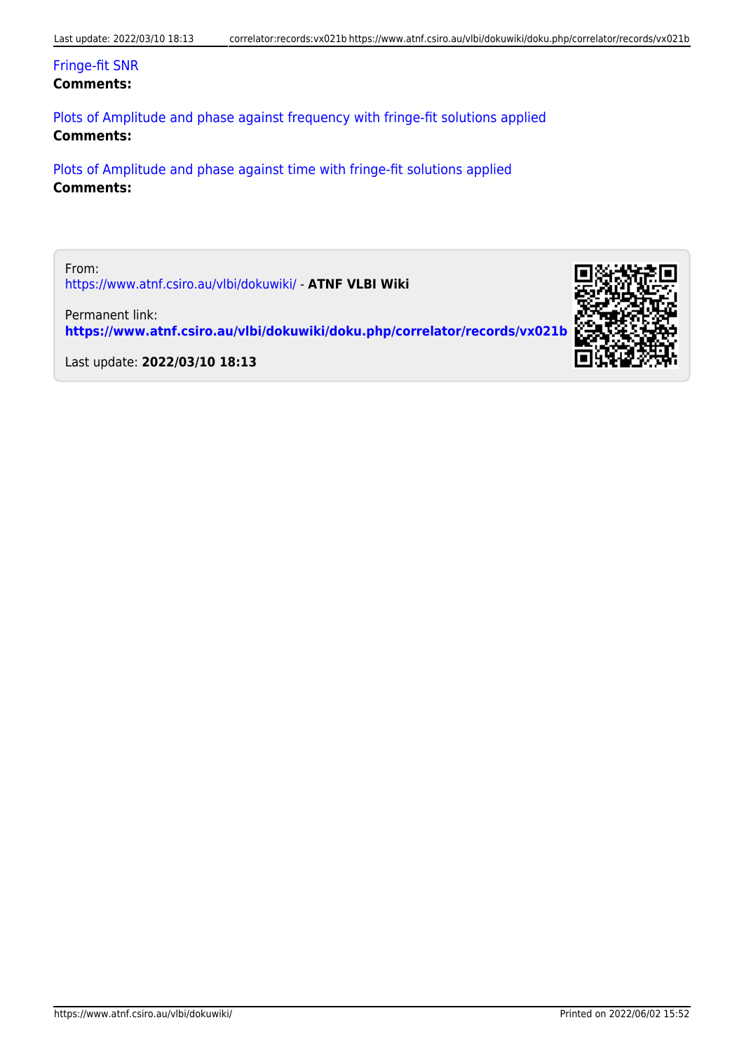Fringe-fit SNR
**Comments:**

Plots of Amplitude and phase against frequency with fringe-fit solutions applied
**Comments:**

Plots of Amplitude and phase against time with fringe-fit solutions applied
**Comments:**

From:
https://www.atnf.csiro.au/vlbi/dokuwiki/ - **ATNF VLBI Wiki**

Permanent link:
**https://www.atnf.csiro.au/vlbi/dokuwiki/doku.php/correlator/records/vx021b**

Last update: **2022/03/10 18:13**